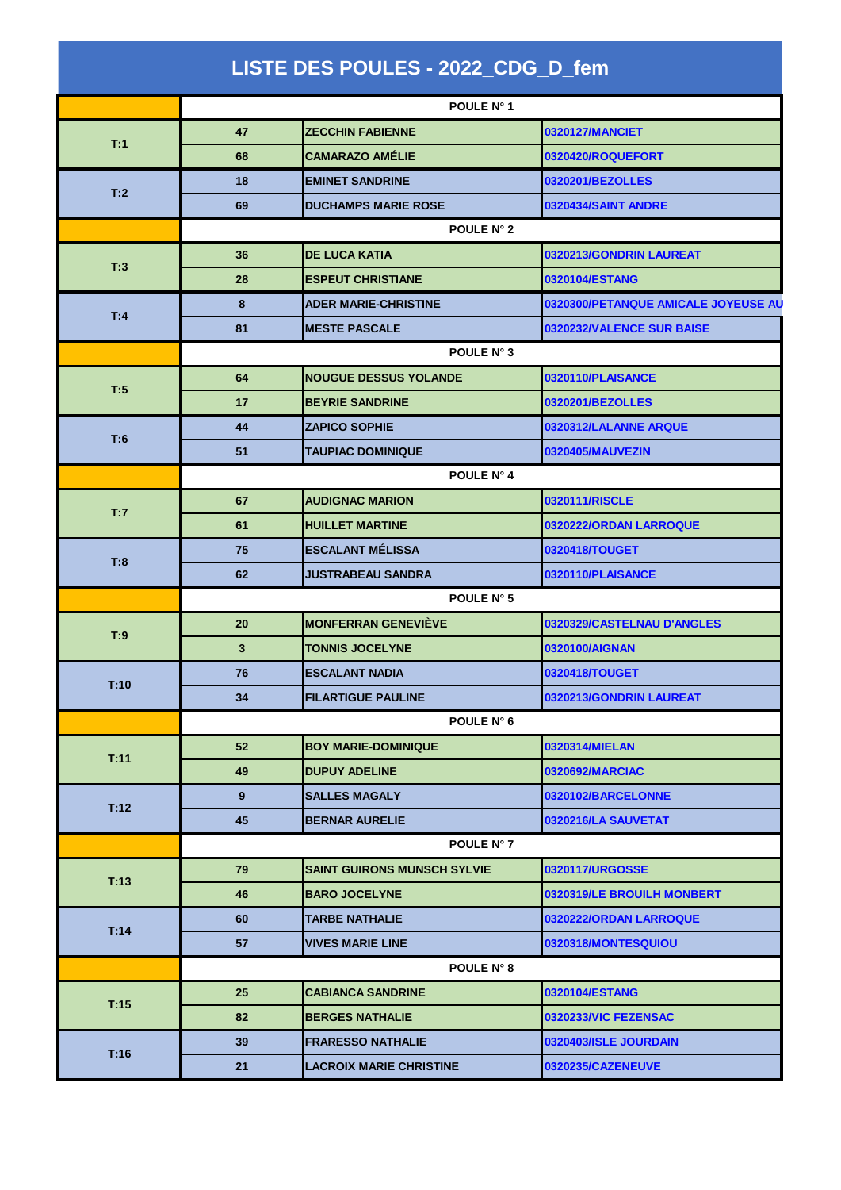# LISTE DES POULES - 2022_CDG_D_fem

| | | | |
|---|---|---|---|
| | | **POULE N° 1** | |
| T:1 | 47 | ZECCHIN FABIENNE | 0320127/MANCIET |
| | 68 | CAMARAZO AMÉLIE | 0320420/ROQUEFORT |
| T:2 | 18 | EMINET SANDRINE | 0320201/BEZOLLES |
| | 69 | DUCHAMPS MARIE ROSE | 0320434/SAINT ANDRE |
| | | **POULE N° 2** | |
| T:3 | 36 | DE LUCA KATIA | 0320213/GONDRIN LAUREAT |
| | 28 | ESPEUT CHRISTIANE | 0320104/ESTANG |
| T:4 | 8 | ADER MARIE-CHRISTINE | 0320300/PETANQUE AMICALE JOYEUSE AU |
| | 81 | MESTE PASCALE | 0320232/VALENCE SUR BAISE |
| | | **POULE N° 3** | |
| T:5 | 64 | NOUGUE DESSUS YOLANDE | 0320110/PLAISANCE |
| | 17 | BEYRIE SANDRINE | 0320201/BEZOLLES |
| T:6 | 44 | ZAPICO SOPHIE | 0320312/LALANNE ARQUE |
| | 51 | TAUPIAC DOMINIQUE | 0320405/MAUVEZIN |
| | | **POULE N° 4** | |
| T:7 | 67 | AUDIGNAC MARION | 0320111/RISCLE |
| | 61 | HUILLET MARTINE | 0320222/ORDAN LARROQUE |
| T:8 | 75 | ESCALANT MÉLISSA | 0320418/TOUGET |
| | 62 | JUSTRABEAU SANDRA | 0320110/PLAISANCE |
| | | **POULE N° 5** | |
| T:9 | 20 | MONFERRAN GENEVIÈVE | 0320329/CASTELNAU D'ANGLES |
| | 3 | TONNIS JOCELYNE | 0320100/AIGNAN |
| T:10 | 76 | ESCALANT NADIA | 0320418/TOUGET |
| | 34 | FILARTIGUE PAULINE | 0320213/GONDRIN LAUREAT |
| | | **POULE N° 6** | |
| T:11 | 52 | BOY MARIE-DOMINIQUE | 0320314/MIELAN |
| | 49 | DUPUY ADELINE | 0320692/MARCIAC |
| T:12 | 9 | SALLES MAGALY | 0320102/BARCELONNE |
| | 45 | BERNAR AURELIE | 0320216/LA SAUVETAT |
| | | **POULE N° 7** | |
| T:13 | 79 | SAINT GUIRONS MUNSCH SYLVIE | 0320117/URGOSSE |
| | 46 | BARO JOCELYNE | 0320319/LE BROUILH MONBERT |
| T:14 | 60 | TARBE NATHALIE | 0320222/ORDAN LARROQUE |
| | 57 | VIVES MARIE LINE | 0320318/MONTESQUIOU |
| | | **POULE N° 8** | |
| T:15 | 25 | CABIANCA SANDRINE | 0320104/ESTANG |
| | 82 | BERGES NATHALIE | 0320233/VIC FEZENSAC |
| T:16 | 39 | FRARESSO NATHALIE | 0320403/ISLE JOURDAIN |
| | 21 | LACROIX MARIE CHRISTINE | 0320235/CAZENEUVE |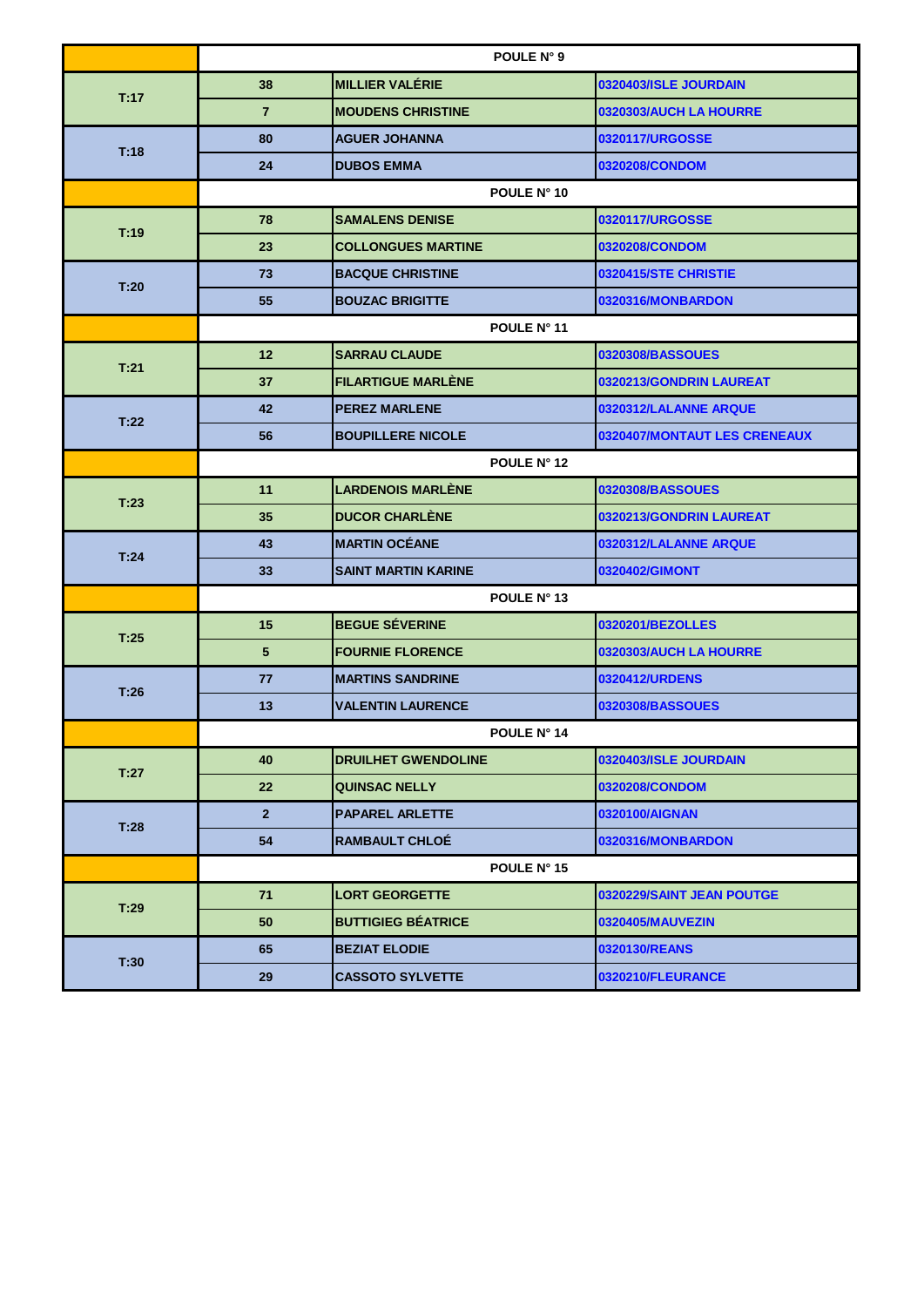| | | | |
|---|---|---|---|
| | **POULE N° 9** | | |
| **T:17** | **38** | **MILLIER VALÉRIE** | **0320403/ISLE JOURDAIN** |
| | **7** | **MOUDENS CHRISTINE** | **0320303/AUCH LA HOURRE** |
| **T:18** | **80** | **AGUER JOHANNA** | **0320117/URGOSSE** |
| | **24** | **DUBOS EMMA** | **0320208/CONDOM** |
| | **POULE N° 10** | | |
| **T:19** | **78** | **SAMALENS DENISE** | **0320117/URGOSSE** |
| | **23** | **COLLONGUES MARTINE** | **0320208/CONDOM** |
| **T:20** | **73** | **BACQUE CHRISTINE** | **0320415/STE CHRISTIE** |
| | **55** | **BOUZAC BRIGITTE** | **0320316/MONBARDON** |
| | **POULE N° 11** | | |
| **T:21** | **12** | **SARRAU CLAUDE** | **0320308/BASSOUES** |
| | **37** | **FILARTIGUE MARLÈNE** | **0320213/GONDRIN LAUREAT** |
| **T:22** | **42** | **PEREZ MARLENE** | **0320312/LALANNE ARQUE** |
| | **56** | **BOUPILLERE NICOLE** | **0320407/MONTAUT LES CRENEAUX** |
| | **POULE N° 12** | | |
| **T:23** | **11** | **LARDENOIS MARLÈNE** | **0320308/BASSOUES** |
| | **35** | **DUCOR CHARLÈNE** | **0320213/GONDRIN LAUREAT** |
| **T:24** | **43** | **MARTIN OCÉANE** | **0320312/LALANNE ARQUE** |
| | **33** | **SAINT MARTIN KARINE** | **0320402/GIMONT** |
| | **POULE N° 13** | | |
| **T:25** | **15** | **BEGUE SÉVERINE** | **0320201/BEZOLLES** |
| | **5** | **FOURNIE FLORENCE** | **0320303/AUCH LA HOURRE** |
| **T:26** | **77** | **MARTINS SANDRINE** | **0320412/URDENS** |
| | **13** | **VALENTIN LAURENCE** | **0320308/BASSOUES** |
| | **POULE N° 14** | | |
| **T:27** | **40** | **DRUILHET GWENDOLINE** | **0320403/ISLE JOURDAIN** |
| | **22** | **QUINSAC NELLY** | **0320208/CONDOM** |
| **T:28** | **2** | **PAPAREL ARLETTE** | **0320100/AIGNAN** |
| | **54** | **RAMBAULT CHLOÉ** | **0320316/MONBARDON** |
| | **POULE N° 15** | | |
| **T:29** | **71** | **LORT GEORGETTE** | **0320229/SAINT JEAN POUTGE** |
| | **50** | **BUTTIGIEG BÉATRICE** | **0320405/MAUVEZIN** |
| **T:30** | **65** | **BEZIAT ELODIE** | **0320130/REANS** |
| | **29** | **CASSOTO SYLVETTE** | **0320210/FLEURANCE** |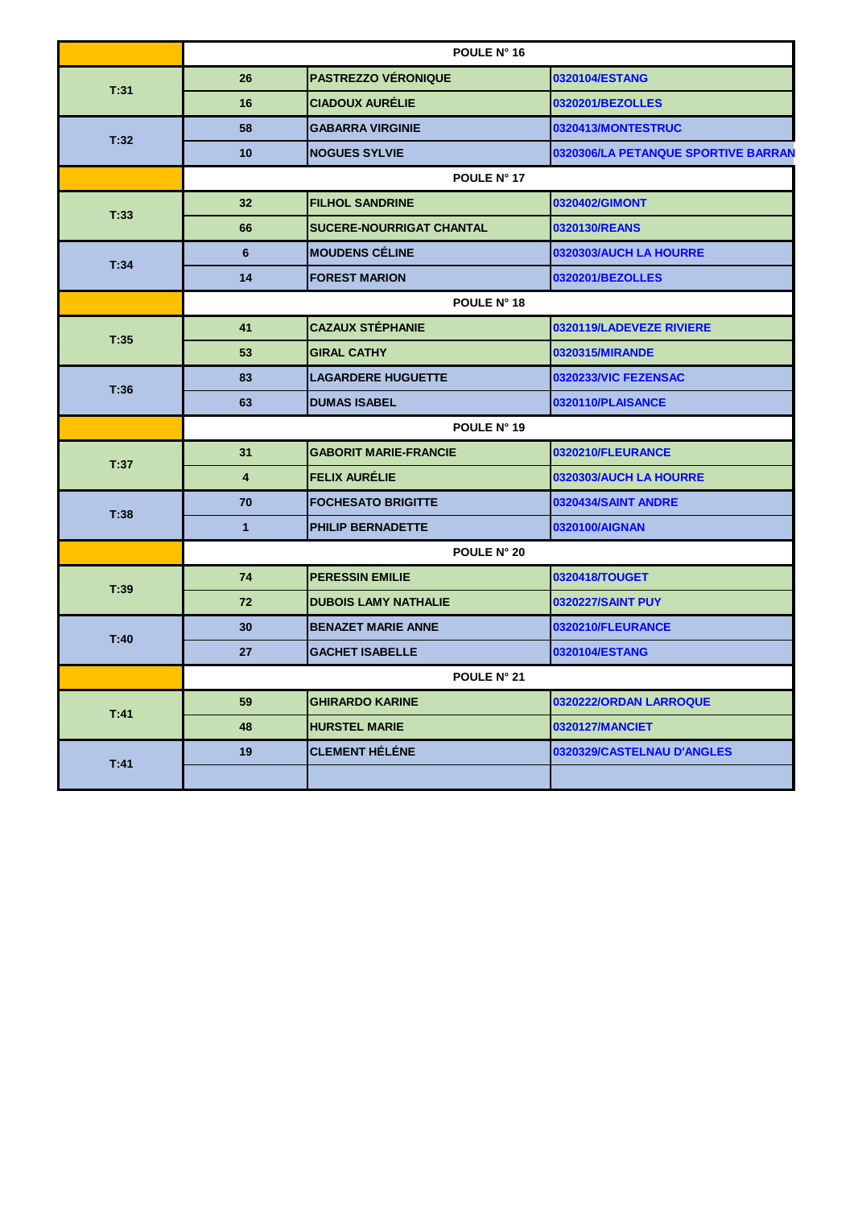| | | | |
|---|---|---|---|
| | POULE N° 16 | | |
| T:31 | 26 | PASTREZZO VÉRONIQUE | 0320104/ESTANG |
| | 16 | CIADOUX AURÉLIE | 0320201/BEZOLLES |
| T:32 | 58 | GABARRA VIRGINIE | 0320413/MONTESTRUC |
| | 10 | NOGUES SYLVIE | 0320306/LA PETANQUE SPORTIVE BARRAN |
| | POULE N° 17 | | |
| T:33 | 32 | FILHOL SANDRINE | 0320402/GIMONT |
| | 66 | SUCERE-NOURRIGAT CHANTAL | 0320130/REANS |
| T:34 | 6 | MOUDENS CÉLINE | 0320303/AUCH LA HOURRE |
| | 14 | FOREST MARION | 0320201/BEZOLLES |
| | POULE N° 18 | | |
| T:35 | 41 | CAZAUX STÉPHANIE | 0320119/LADEVEZE RIVIERE |
| | 53 | GIRAL CATHY | 0320315/MIRANDE |
| T:36 | 83 | LAGARDERE HUGUETTE | 0320233/VIC FEZENSAC |
| | 63 | DUMAS ISABEL | 0320110/PLAISANCE |
| | POULE N° 19 | | |
| T:37 | 31 | GABORIT MARIE-FRANCIE | 0320210/FLEURANCE |
| | 4 | FELIX AURÉLIE | 0320303/AUCH LA HOURRE |
| T:38 | 70 | FOCHESATO BRIGITTE | 0320434/SAINT ANDRE |
| | 1 | PHILIP BERNADETTE | 0320100/AIGNAN |
| | POULE N° 20 | | |
| T:39 | 74 | PERESSIN EMILIE | 0320418/TOUGET |
| | 72 | DUBOIS LAMY NATHALIE | 0320227/SAINT PUY |
| T:40 | 30 | BENAZET MARIE ANNE | 0320210/FLEURANCE |
| | 27 | GACHET ISABELLE | 0320104/ESTANG |
| | POULE N° 21 | | |
| T:41 | 59 | GHIRARDO KARINE | 0320222/ORDAN LARROQUE |
| | 48 | HURSTEL MARIE | 0320127/MANCIET |
| T:41 | 19 | CLEMENT HÉLÉNE | 0320329/CASTELNAU D'ANGLES |
| | | | |